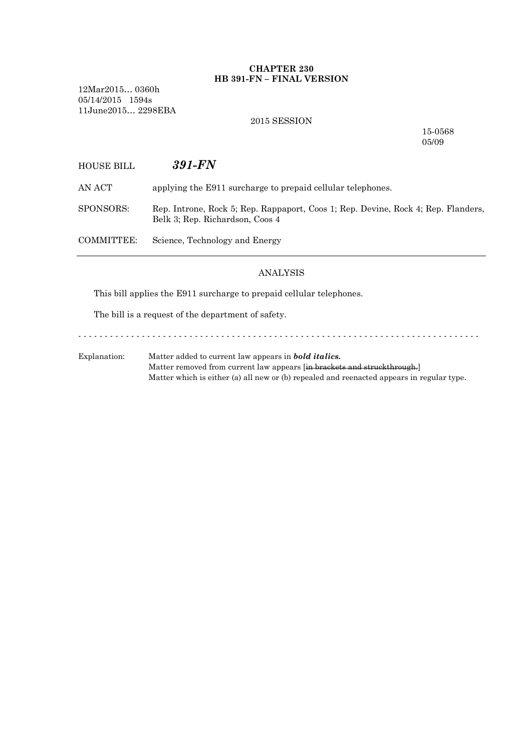**CHAPTER 230**
**HB 391-FN – FINAL VERSION**

12Mar2015… 0360h
05/14/2015 1594s
11June2015… 2298EBA

2015 SESSION

15-0568
05/09

HOUSE BILL ***391-FN***

AN ACT applying the E911 surcharge to prepaid cellular telephones.

SPONSORS: Rep. Introne, Rock 5; Rep. Rappaport, Coos 1; Rep. Devine, Rock 4; Rep. Flanders, Belk 3; Rep. Richardson, Coos 4

COMMITTEE: Science, Technology and Energy

---

ANALYSIS

This bill applies the E911 surcharge to prepaid cellular telephones.

The bill is a request of the department of safety.

- - - - - - - - - - - - - - - - - - - - - - - - - - - - - - - - - - - - - - - - - - - - - - - - - - - - - - - - - - - - - - - - - - - - - - - - - - -

Explanation: Matter added to current law appears in ***bold italics.***
Matter removed from current law appears [~~in brackets and struckthrough.~~]
Matter which is either (a) all new or (b) repealed and reenacted appears in regular type.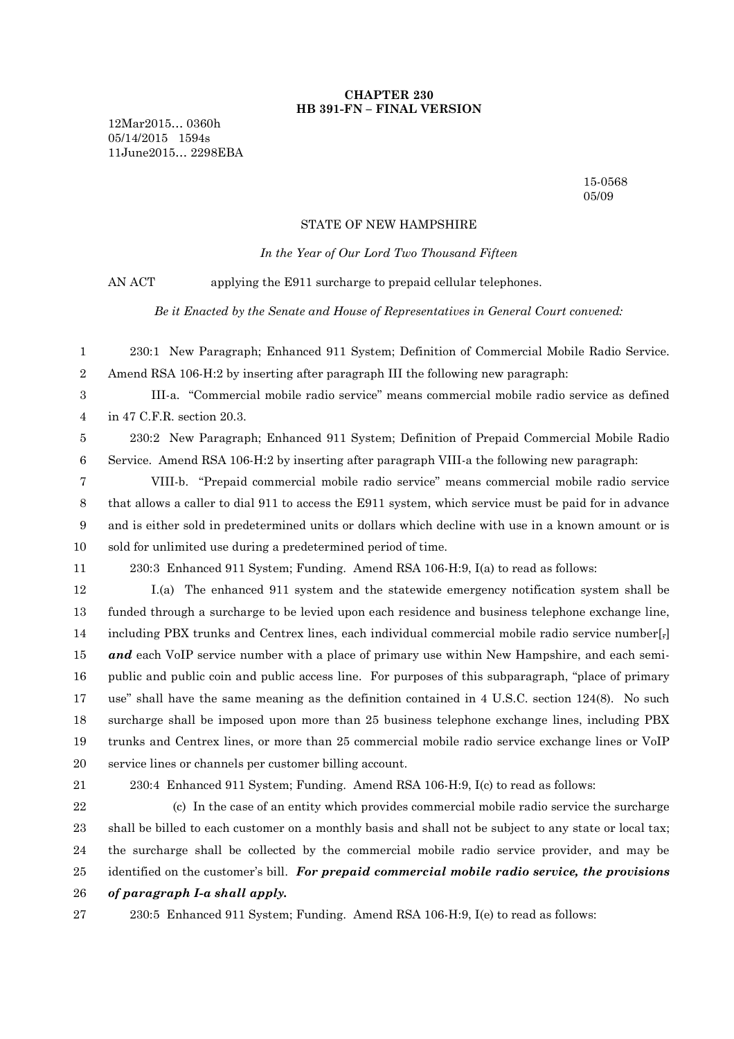**CHAPTER 230**
**HB 391-FN – FINAL VERSION**

12Mar2015… 0360h
05/14/2015 1594s
11June2015… 2298EBA

15-0568
05/09

STATE OF NEW HAMPSHIRE

*In the Year of Our Lord Two Thousand Fifteen*

AN ACT applying the E911 surcharge to prepaid cellular telephones.

*Be it Enacted by the Senate and House of Representatives in General Court convened:*

230:1 New Paragraph; Enhanced 911 System; Definition of Commercial Mobile Radio Service. Amend RSA 106-H:2 by inserting after paragraph III the following new paragraph:

III-a. "Commercial mobile radio service" means commercial mobile radio service as defined in 47 C.F.R. section 20.3.

230:2 New Paragraph; Enhanced 911 System; Definition of Prepaid Commercial Mobile Radio Service. Amend RSA 106-H:2 by inserting after paragraph VIII-a the following new paragraph:

VIII-b. "Prepaid commercial mobile radio service" means commercial mobile radio service that allows a caller to dial 911 to access the E911 system, which service must be paid for in advance and is either sold in predetermined units or dollars which decline with use in a known amount or is sold for unlimited use during a predetermined period of time.

230:3 Enhanced 911 System; Funding. Amend RSA 106-H:9, I(a) to read as follows:

I.(a) The enhanced 911 system and the statewide emergency notification system shall be funded through a surcharge to be levied upon each residence and business telephone exchange line, including PBX trunks and Centrex lines, each individual commercial mobile radio service number[,] ***and*** each VoIP service number with a place of primary use within New Hampshire, and each semi-public and public coin and public access line. For purposes of this subparagraph, "place of primary use" shall have the same meaning as the definition contained in 4 U.S.C. section 124(8). No such surcharge shall be imposed upon more than 25 business telephone exchange lines, including PBX trunks and Centrex lines, or more than 25 commercial mobile radio service exchange lines or VoIP service lines or channels per customer billing account.

230:4 Enhanced 911 System; Funding. Amend RSA 106-H:9, I(c) to read as follows:

(c) In the case of an entity which provides commercial mobile radio service the surcharge shall be billed to each customer on a monthly basis and shall not be subject to any state or local tax; the surcharge shall be collected by the commercial mobile radio service provider, and may be identified on the customer's bill. ***For prepaid commercial mobile radio service, the provisions of paragraph I-a shall apply.***

230:5 Enhanced 911 System; Funding. Amend RSA 106-H:9, I(e) to read as follows: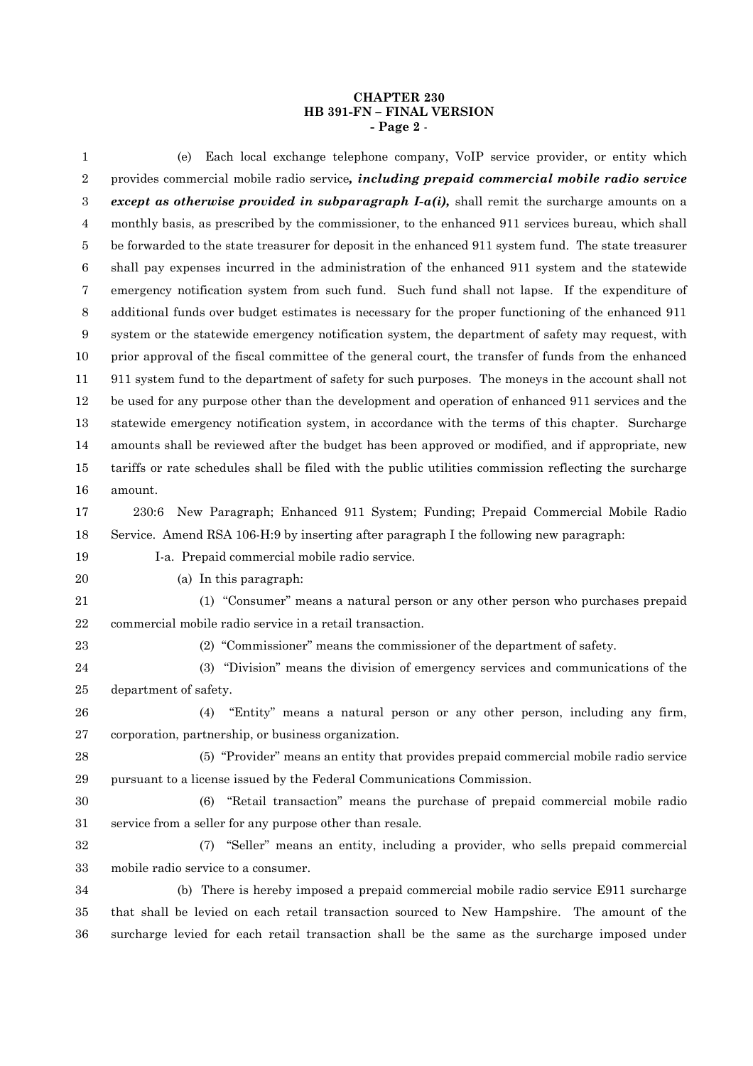**CHAPTER 230**
**HB 391-FN – FINAL VERSION**

(e) Each local exchange telephone company, VoIP service provider, or entity which provides commercial mobile radio service***, including prepaid commercial mobile radio service except as otherwise provided in subparagraph I-a(i),*** shall remit the surcharge amounts on a monthly basis, as prescribed by the commissioner, to the enhanced 911 services bureau, which shall be forwarded to the state treasurer for deposit in the enhanced 911 system fund. The state treasurer shall pay expenses incurred in the administration of the enhanced 911 system and the statewide emergency notification system from such fund. Such fund shall not lapse. If the expenditure of additional funds over budget estimates is necessary for the proper functioning of the enhanced 911 system or the statewide emergency notification system, the department of safety may request, with prior approval of the fiscal committee of the general court, the transfer of funds from the enhanced 911 system fund to the department of safety for such purposes. The moneys in the account shall not be used for any purpose other than the development and operation of enhanced 911 services and the statewide emergency notification system, in accordance with the terms of this chapter. Surcharge amounts shall be reviewed after the budget has been approved or modified, and if appropriate, new tariffs or rate schedules shall be filed with the public utilities commission reflecting the surcharge amount.

230:6 New Paragraph; Enhanced 911 System; Funding; Prepaid Commercial Mobile Radio Service. Amend RSA 106-H:9 by inserting after paragraph I the following new paragraph:

I-a. Prepaid commercial mobile radio service.

(a) In this paragraph:

(1) "Consumer" means a natural person or any other person who purchases prepaid commercial mobile radio service in a retail transaction.

(2) "Commissioner" means the commissioner of the department of safety.

(3) "Division" means the division of emergency services and communications of the department of safety.

(4) "Entity" means a natural person or any other person, including any firm, corporation, partnership, or business organization.

(5) "Provider" means an entity that provides prepaid commercial mobile radio service pursuant to a license issued by the Federal Communications Commission.

(6) "Retail transaction" means the purchase of prepaid commercial mobile radio service from a seller for any purpose other than resale.

(7) "Seller" means an entity, including a provider, who sells prepaid commercial mobile radio service to a consumer.

(b) There is hereby imposed a prepaid commercial mobile radio service E911 surcharge that shall be levied on each retail transaction sourced to New Hampshire. The amount of the surcharge levied for each retail transaction shall be the same as the surcharge imposed under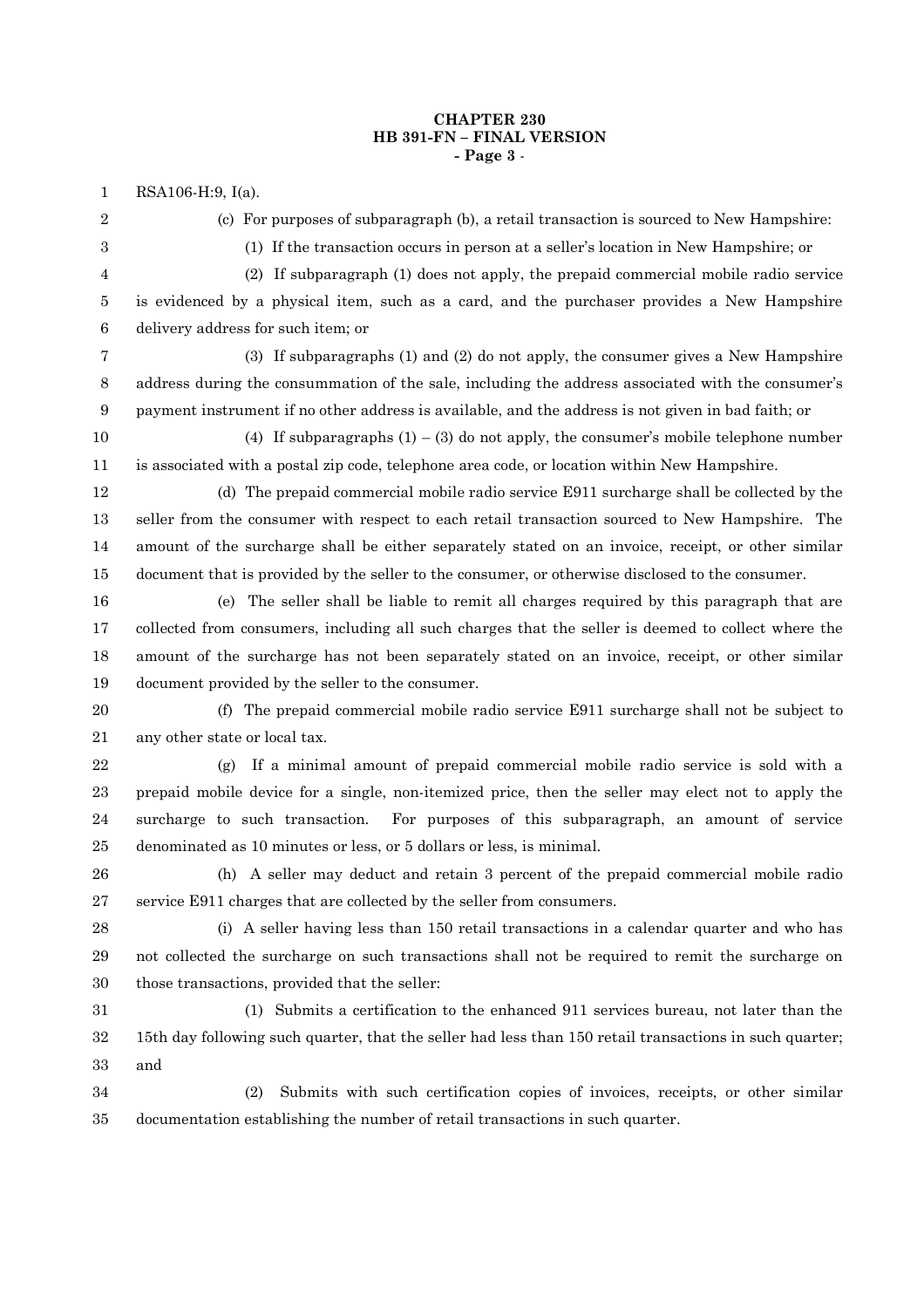RSA106-H:9, I(a).

(c) For purposes of subparagraph (b), a retail transaction is sourced to New Hampshire:

(1) If the transaction occurs in person at a seller's location in New Hampshire; or

(2) If subparagraph (1) does not apply, the prepaid commercial mobile radio service is evidenced by a physical item, such as a card, and the purchaser provides a New Hampshire delivery address for such item; or

(3) If subparagraphs (1) and (2) do not apply, the consumer gives a New Hampshire address during the consummation of the sale, including the address associated with the consumer's payment instrument if no other address is available, and the address is not given in bad faith; or

(4) If subparagraphs (1) – (3) do not apply, the consumer's mobile telephone number is associated with a postal zip code, telephone area code, or location within New Hampshire.

(d) The prepaid commercial mobile radio service E911 surcharge shall be collected by the seller from the consumer with respect to each retail transaction sourced to New Hampshire. The amount of the surcharge shall be either separately stated on an invoice, receipt, or other similar document that is provided by the seller to the consumer, or otherwise disclosed to the consumer.

(e) The seller shall be liable to remit all charges required by this paragraph that are collected from consumers, including all such charges that the seller is deemed to collect where the amount of the surcharge has not been separately stated on an invoice, receipt, or other similar document provided by the seller to the consumer.

(f) The prepaid commercial mobile radio service E911 surcharge shall not be subject to any other state or local tax.

(g) If a minimal amount of prepaid commercial mobile radio service is sold with a prepaid mobile device for a single, non-itemized price, then the seller may elect not to apply the surcharge to such transaction. For purposes of this subparagraph, an amount of service denominated as 10 minutes or less, or 5 dollars or less, is minimal.

(h) A seller may deduct and retain 3 percent of the prepaid commercial mobile radio service E911 charges that are collected by the seller from consumers.

(i) A seller having less than 150 retail transactions in a calendar quarter and who has not collected the surcharge on such transactions shall not be required to remit the surcharge on those transactions, provided that the seller:

(1) Submits a certification to the enhanced 911 services bureau, not later than the 15th day following such quarter, that the seller had less than 150 retail transactions in such quarter; and

(2) Submits with such certification copies of invoices, receipts, or other similar documentation establishing the number of retail transactions in such quarter.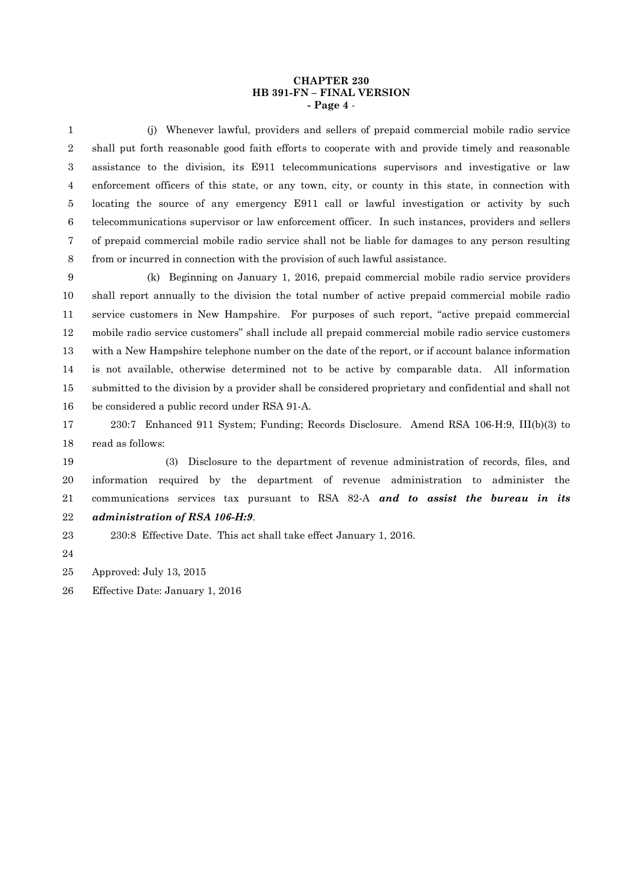(j) Whenever lawful, providers and sellers of prepaid commercial mobile radio service shall put forth reasonable good faith efforts to cooperate with and provide timely and reasonable assistance to the division, its E911 telecommunications supervisors and investigative or law enforcement officers of this state, or any town, city, or county in this state, in connection with locating the source of any emergency E911 call or lawful investigation or activity by such telecommunications supervisor or law enforcement officer. In such instances, providers and sellers of prepaid commercial mobile radio service shall not be liable for damages to any person resulting from or incurred in connection with the provision of such lawful assistance.

(k) Beginning on January 1, 2016, prepaid commercial mobile radio service providers shall report annually to the division the total number of active prepaid commercial mobile radio service customers in New Hampshire. For purposes of such report, "active prepaid commercial mobile radio service customers" shall include all prepaid commercial mobile radio service customers with a New Hampshire telephone number on the date of the report, or if account balance information is not available, otherwise determined not to be active by comparable data. All information submitted to the division by a provider shall be considered proprietary and confidential and shall not be considered a public record under RSA 91-A.

230:7 Enhanced 911 System; Funding; Records Disclosure. Amend RSA 106-H:9, III(b)(3) to read as follows:

(3) Disclosure to the department of revenue administration of records, files, and information required by the department of revenue administration to administer the communications services tax pursuant to RSA 82-A ***and to assist the bureau in its administration of RSA 106-H:9***.

230:8 Effective Date. This act shall take effect January 1, 2016.

Approved: July 13, 2015

Effective Date: January 1, 2016